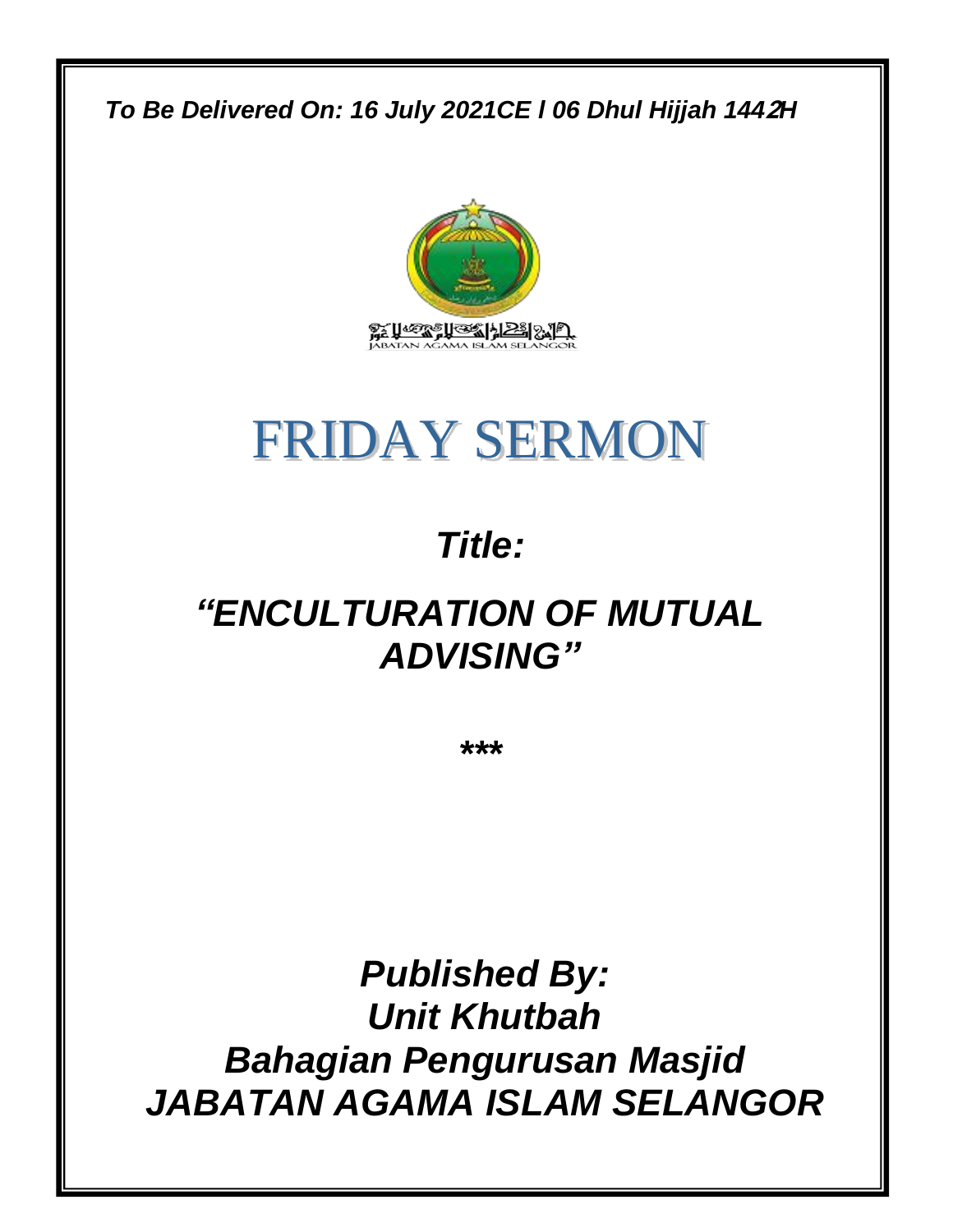*To Be Delivered On: 16 July 2021CE l 06 Dhul Hijjah 1442H*

جابتن اݢام اسلام سلاڠور

JABATAN AGAMA ISLAM SELANGOR

# FRIDAY SERMON

## *Title:*

## *"ENCULTURATION OF MUTUAL ADVISING"*

***

## *Published By:*
## *Unit Khutbah*
## *Bahagian Pengurusan Masjid*
## *JABATAN AGAMA ISLAM SELANGOR*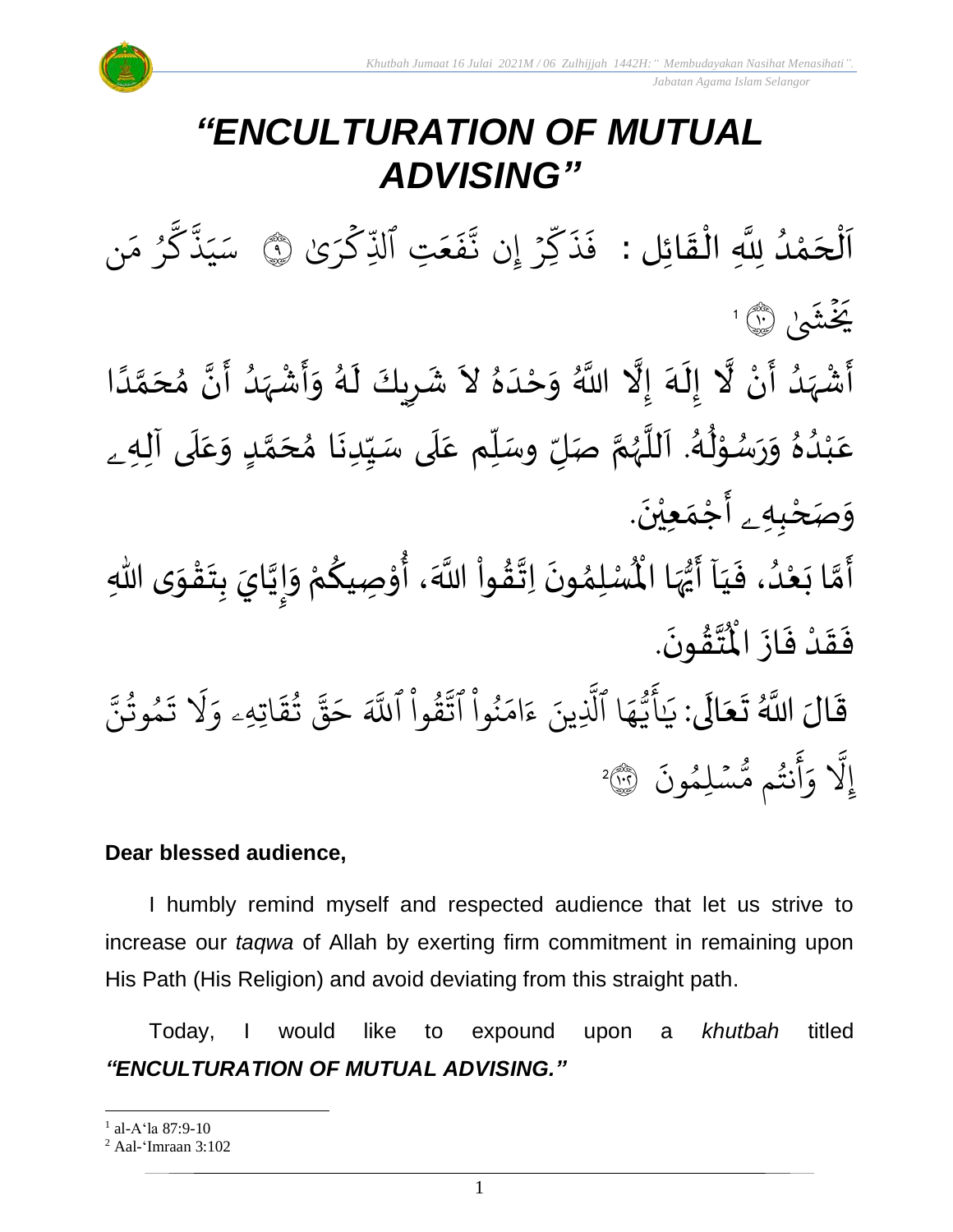# *"ENCULTURATION OF MUTUAL ADVISING"*

اَلْحَمْدُ لِلَّهِ الْقَائِلِ : فَذَكِّرْ إِن نَّفَعَتِ ٱلذِّكْرَىٰ ۝ سَيَذَّكَّرُ مَن يَخْشَىٰ ۝[1]

أَشْهَدُ أَنْ لَّا إِلَهَ إِلَّا اللَّهُ وَحْدَهُ لاَ شَرِيكَ لَهُ وَأَشْهَدُ أَنَّ مُحَمَّدًا عَبْدُهُ وَرَسُوْلُهُ. اَللَّهُمَّ صَلِّ وسَلِّم عَلَى سَيِّدِنَا مُحَمَّدٍ وَعَلَى آلِهِ وَصَحْبِهِ أَجْمَعِيْنَ.

أَمَّا بَعْدُ، فَيَآ أَيُّهَا الْمُسْلِمُونَ اِتَّقُواْ اللَّهَ، أُوْصِيكُمْ وَإِيَّايَ بِتَقْوَى اللهِ فَقَدْ فَازَ الْمُتَّقُونَ.

قَالَ اللَّهُ تَعَالَى: يَا أَيُّهَا ٱلَّذِينَ ءَامَنُواْ ٱتَّقُواْ ٱللَّهَ حَقَّ تُقَاتِهِۦ وَلَا تَمُوتُنَّ إِلَّا وَأَنتُم مُّسْلِمُونَ ۝[2]

**Dear blessed audience,**

I humbly remind myself and respected audience that let us strive to increase our *taqwa* of Allah by exerting firm commitment in remaining upon His Path (His Religion) and avoid deviating from this straight path.

Today, I would like to expound upon a *khutbah* titled ***"ENCULTURATION OF MUTUAL ADVISING."***

---

[1] al-A'la 87:9-10
[2] Aal-'Imraan 3:102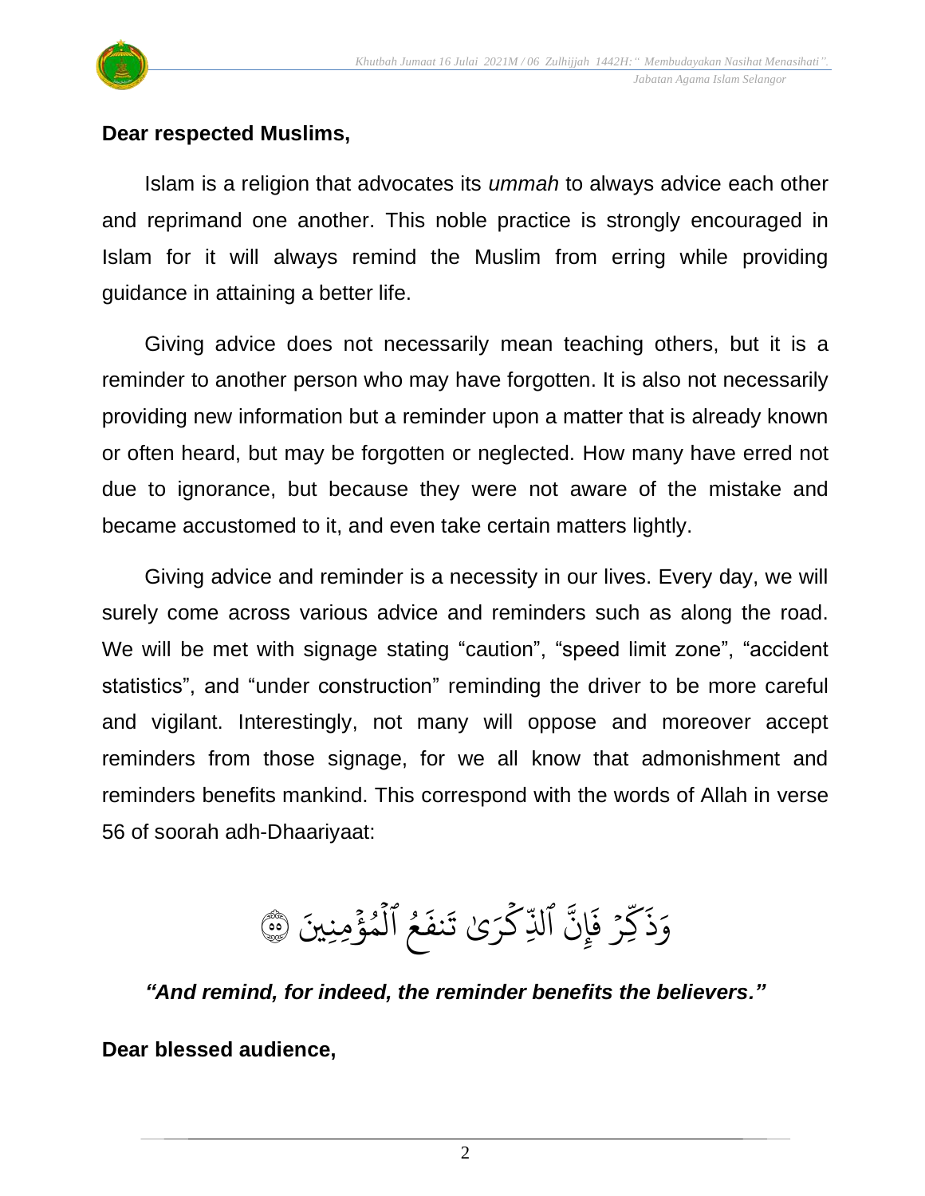**Dear respected Muslims,**

Islam is a religion that advocates its *ummah* to always advice each other and reprimand one another. This noble practice is strongly encouraged in Islam for it will always remind the Muslim from erring while providing guidance in attaining a better life.

Giving advice does not necessarily mean teaching others, but it is a reminder to another person who may have forgotten. It is also not necessarily providing new information but a reminder upon a matter that is already known or often heard, but may be forgotten or neglected. How many have erred not due to ignorance, but because they were not aware of the mistake and became accustomed to it, and even take certain matters lightly.

Giving advice and reminder is a necessity in our lives. Every day, we will surely come across various advice and reminders such as along the road. We will be met with signage stating "caution", "speed limit zone", "accident statistics", and "under construction" reminding the driver to be more careful and vigilant. Interestingly, not many will oppose and moreover accept reminders from those signage, for we all know that admonishment and reminders benefits mankind. This correspond with the words of Allah in verse 56 of soorah adh-Dhaariyaat:

وَذَكِّرۡ فَإِنَّ ٱلذِّكۡرَىٰ تَنفَعُ ٱلۡمُؤۡمِنِينَ ۝٥٥

***"And remind, for indeed, the reminder benefits the believers."***

**Dear blessed audience,**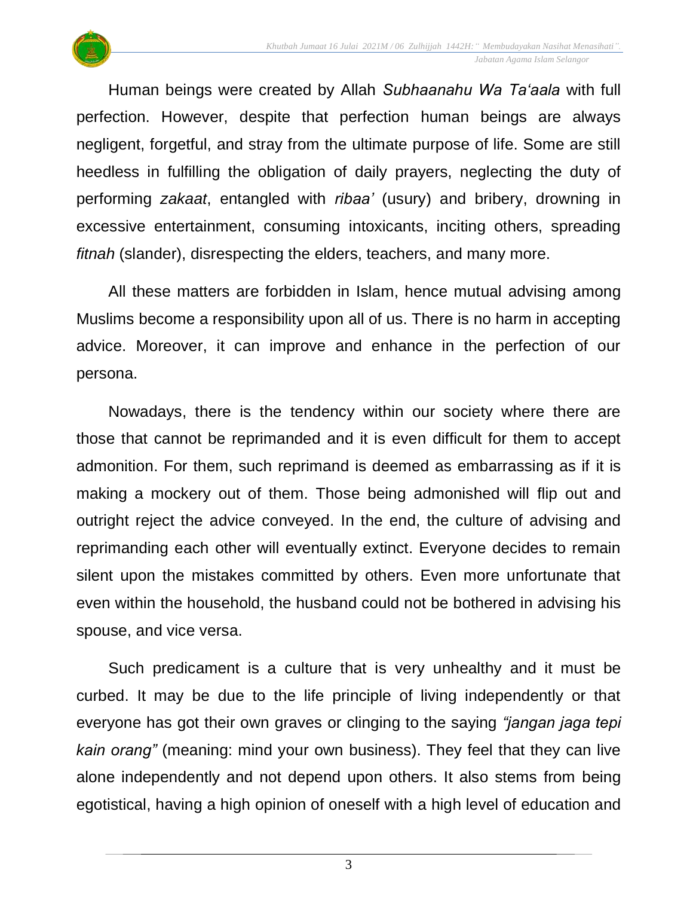Human beings were created by Allah *Subhaanahu Wa Ta'aala* with full perfection. However, despite that perfection human beings are always negligent, forgetful, and stray from the ultimate purpose of life. Some are still heedless in fulfilling the obligation of daily prayers, neglecting the duty of performing *zakaat*, entangled with *ribaa'* (usury) and bribery, drowning in excessive entertainment, consuming intoxicants, inciting others, spreading *fitnah* (slander), disrespecting the elders, teachers, and many more.

All these matters are forbidden in Islam, hence mutual advising among Muslims become a responsibility upon all of us. There is no harm in accepting advice. Moreover, it can improve and enhance in the perfection of our persona.

Nowadays, there is the tendency within our society where there are those that cannot be reprimanded and it is even difficult for them to accept admonition. For them, such reprimand is deemed as embarrassing as if it is making a mockery out of them. Those being admonished will flip out and outright reject the advice conveyed. In the end, the culture of advising and reprimanding each other will eventually extinct. Everyone decides to remain silent upon the mistakes committed by others. Even more unfortunate that even within the household, the husband could not be bothered in advising his spouse, and vice versa.

Such predicament is a culture that is very unhealthy and it must be curbed. It may be due to the life principle of living independently or that everyone has got their own graves or clinging to the saying *"jangan jaga tepi kain orang"* (meaning: mind your own business). They feel that they can live alone independently and not depend upon others. It also stems from being egotistical, having a high opinion of oneself with a high level of education and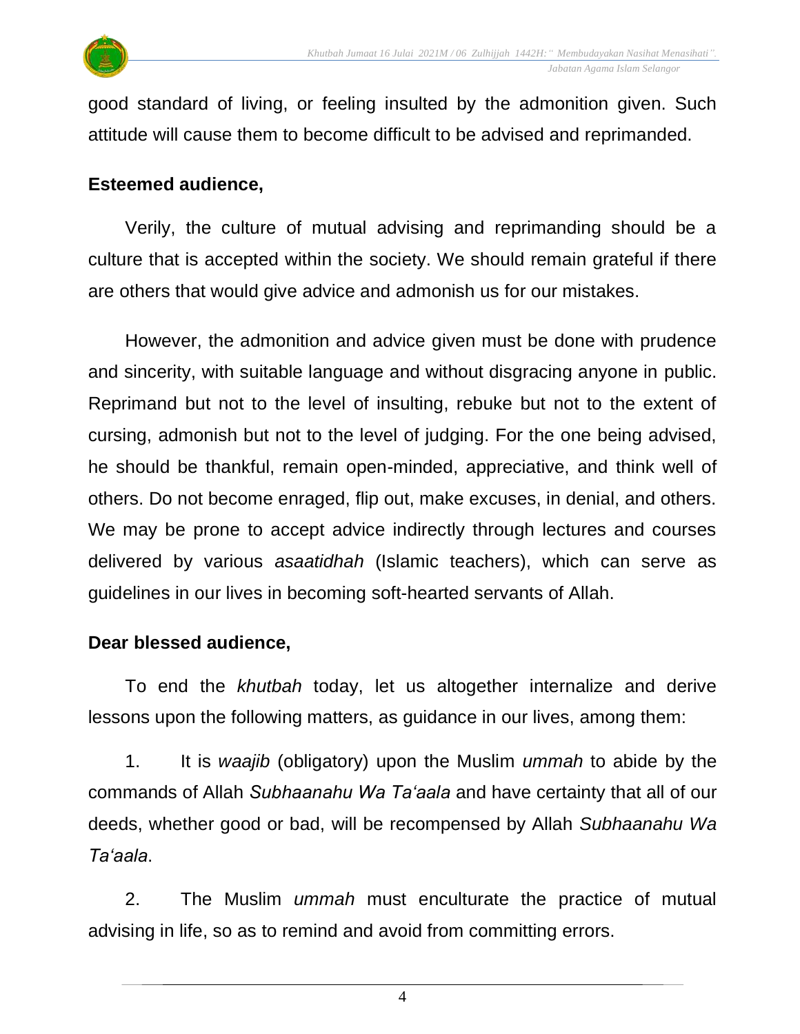good standard of living, or feeling insulted by the admonition given. Such attitude will cause them to become difficult to be advised and reprimanded.

**Esteemed audience,**

Verily, the culture of mutual advising and reprimanding should be a culture that is accepted within the society. We should remain grateful if there are others that would give advice and admonish us for our mistakes.

However, the admonition and advice given must be done with prudence and sincerity, with suitable language and without disgracing anyone in public. Reprimand but not to the level of insulting, rebuke but not to the extent of cursing, admonish but not to the level of judging. For the one being advised, he should be thankful, remain open-minded, appreciative, and think well of others. Do not become enraged, flip out, make excuses, in denial, and others. We may be prone to accept advice indirectly through lectures and courses delivered by various *asaatidhah* (Islamic teachers), which can serve as guidelines in our lives in becoming soft-hearted servants of Allah.

**Dear blessed audience,**

To end the *khutbah* today, let us altogether internalize and derive lessons upon the following matters, as guidance in our lives, among them:

1. It is *waajib* (obligatory) upon the Muslim *ummah* to abide by the commands of Allah *Subhaanahu Wa Ta'aala* and have certainty that all of our deeds, whether good or bad, will be recompensed by Allah *Subhaanahu Wa Ta'aala*.

2. The Muslim *ummah* must enculturate the practice of mutual advising in life, so as to remind and avoid from committing errors.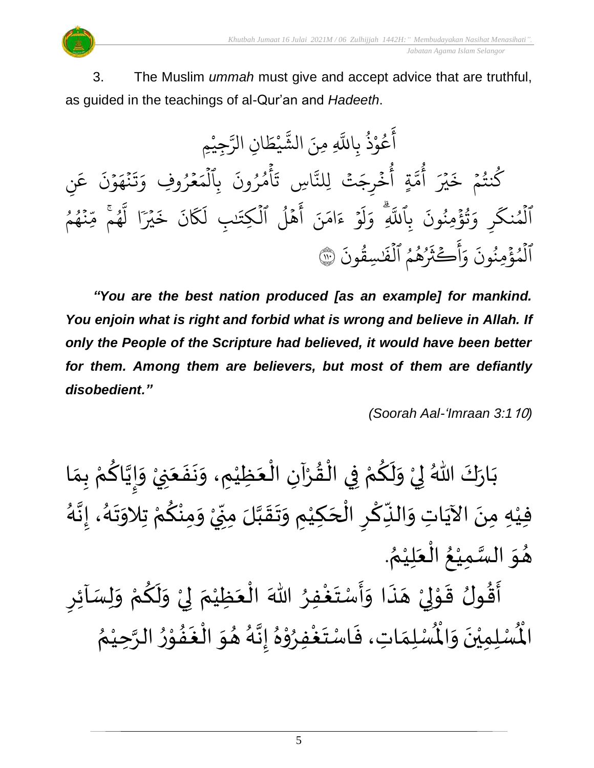3. The Muslim *ummah* must give and accept advice that are truthful, as guided in the teachings of al-Qur'an and *Hadeeth*.

أَعُوْذُ بِاللَّهِ مِنَ الشَّيْطَانِ الرَّجِيْمِ

كُنتُمْ خَيْرَ أُمَّةٍ أُخْرِجَتْ لِلنَّاسِ تَأْمُرُونَ بِٱلْمَعْرُوفِ وَتَنْهَوْنَ عَنِ ٱلْمُنكَرِ وَتُؤْمِنُونَ بِٱللَّهِۗ وَلَوْ ءَامَنَ أَهْلُ ٱلْكِتَٰبِ لَكَانَ خَيْرًا لَّهُمۚ مِّنْهُمُ ٱلْمُؤْمِنُونَ وَأَكْثَرُهُمُ ٱلْفَٰسِقُونَ ﴿١١٠﴾

***"You are the best nation produced [as an example] for mankind. You enjoin what is right and forbid what is wrong and believe in Allah. If only the People of the Scripture had believed, it would have been better for them. Among them are believers, but most of them are defiantly disobedient."***

*(Soorah Aal-'Imraan 3:110)*

بَارَكَ اللهُ لِيْ وَلَكُمْ فِي الْقُرْآنِ الْعَظِيْمِ، وَنَفَعَنِيْ وَإِيَّاكُمْ بِمَا فِيْهِ مِنَ الآيَاتِ وَالذِّكْرِ الْحَكِيْمِ وَتَقَبَّلَ مِنِّيْ وَمِنْكُمْ تِلاوَتَهُ، إِنَّهُ هُوَ السَّمِيْعُ الْعَلِيْمُ.

أَقُولُ قَوْلِيْ هَذَا وَأَسْتَغْفِرُ اللهَ الْعَظِيْمَ لِيْ وَلَكُمْ وَلِسَآئِرِ الْمُسْلِمِيْنَ وَالْمُسْلِمَاتِ، فَاسْتَغْفِرُوْهُ إِنَّهُ هُوَ الْغَفُوْرُ الرَّحِيْمُ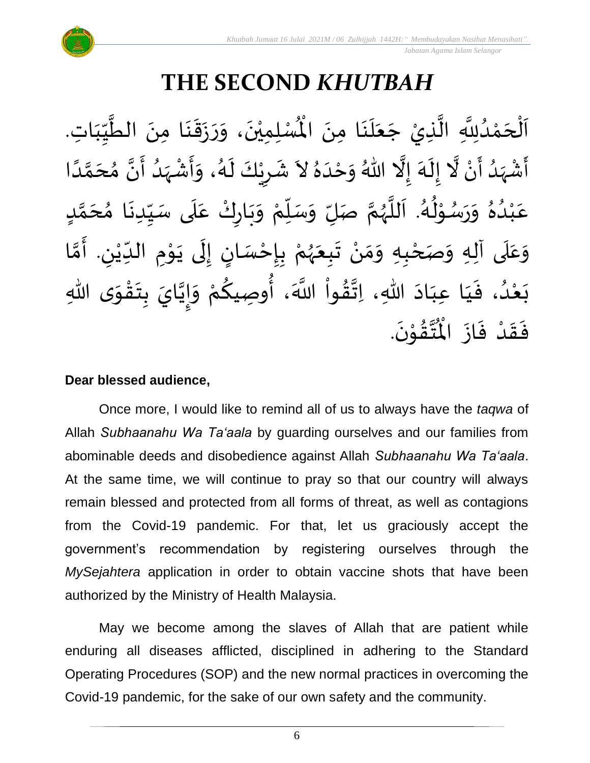# THE SECOND *KHUTBAH*

اَلْحَمْدُلِلَّهِ الَّذِيْ جَعَلَنَا مِنَ الْمُسْلِمِيْنَ، وَرَزَقَنَا مِنَ الطَّيِّبَاتِ. أَشْهَدُ أَنْ لَّا إِلَهَ إِلَّا اللهُ وَحْدَهُ لاَ شَرِيْكَ لَهُ، وَأَشْهَدُ أَنَّ مُحَمَّدًا عَبْدُهُ وَرَسُوْلُهُ. اَللَّهُمَّ صَلِّ وَسَلِّمْ وَبَارِكْ عَلَى سَيِّدِنَا مُحَمَّدٍ وَعَلَى آلِهِ وَصَحْبِهِ وَمَنْ تَبِعَهُمْ بِإِحْسَانٍ إِلَى يَوْمِ الدِّيْنِ. أَمَّا بَعْدُ، فَيَا عِبَادَ اللهِ، اِتَّقُواْ اللَّهَ، أُوصِيكُمْ وَإِيَّايَ بِتَقْوَى اللهِ فَقَدْ فَازَ الْمُتَّقُوْنَ.

**Dear blessed audience,**

Once more, I would like to remind all of us to always have the *taqwa* of Allah *Subhaanahu Wa Ta'aala* by guarding ourselves and our families from abominable deeds and disobedience against Allah *Subhaanahu Wa Ta'aala*. At the same time, we will continue to pray so that our country will always remain blessed and protected from all forms of threat, as well as contagions from the Covid-19 pandemic. For that, let us graciously accept the government's recommendation by registering ourselves through the *MySejahtera* application in order to obtain vaccine shots that have been authorized by the Ministry of Health Malaysia.

May we become among the slaves of Allah that are patient while enduring all diseases afflicted, disciplined in adhering to the Standard Operating Procedures (SOP) and the new normal practices in overcoming the Covid-19 pandemic, for the sake of our own safety and the community.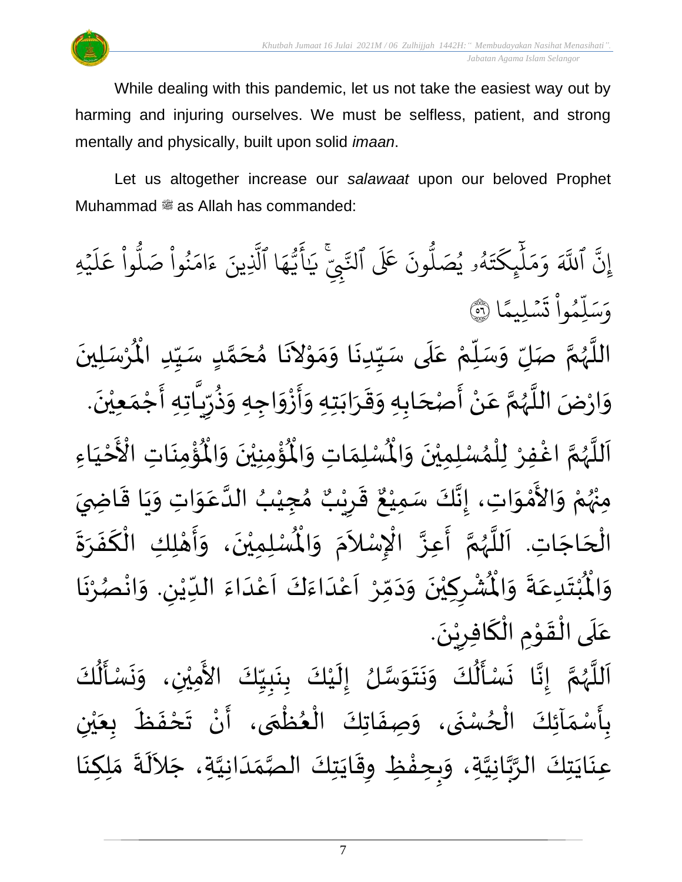While dealing with this pandemic, let us not take the easiest way out by harming and injuring ourselves. We must be selfless, patient, and strong mentally and physically, built upon solid *imaan*.

Let us altogether increase our *salawaat* upon our beloved Prophet Muhammad ﷺ as Allah has commanded:

إِنَّ ٱللَّهَ وَمَلَٰٓئِكَتَهُۥ يُصَلُّونَ عَلَى ٱلنَّبِيِّۚ يَٰٓأَيُّهَا ٱلَّذِينَ ءَامَنُواْ صَلُّواْ عَلَيۡهِ وَسَلِّمُواْ تَسۡلِيمًا ٥٦

اللَّهُمَّ صَلِّ وَسَلِّمْ عَلَى سَيِّدِنَا وَمَوْلاَنَا مُحَمَّدٍ سَيِّدِ الْمُرْسَلِينَ وَارْضَ اللَّهُمَّ عَنْ أَصْحَابِهِ وَقَرَابَتِهِ وَأَزْوَاجِهِ وَذُرِّيَّاتِهِ أَجْمَعِيْنَ.

اَللَّهُمَّ اغْفِرْ لِلْمُسْلِمِيْنَ وَالْمُسْلِمَاتِ وَالْمُؤْمِنِيْنَ وَالْمُؤْمِنَاتِ الْأَحْيَاءِ مِنْهُمْ وَالأَمْوَاتِ، إِنَّكَ سَمِيْعٌ قَرِيْبٌ مُجِيْبُ الدَّعَوَاتِ وَيَا قَاضِيَ الْحَاجَاتِ. اَللَّهُمَّ أَعِزَّ الإِسْلاَمَ وَالْمُسْلِمِيْنَ، وَأَهْلِكِ الْكَفَرَةَ وَالْمُبْتَدِعَةَ وَالْمُشْرِكِيْنَ وَدَمِّرْ اَعْدَاءَكَ اَعْدَاءَ الدِّيْنِ. وَانْصُرْنَا عَلَى الْقَوْمِ الْكَافِرِيْنَ.

اَللَّهُمَّ إِنَّا نَسْأَلُكَ وَنَتَوَسَّلُ إِلَيْكَ بِنَبِيِّكَ الأَمِيْنِ، وَنَسْأَلُكَ بِأَسْمَآئِكَ الْحُسْنَى، وَصِفَاتِكَ الْعُظْمَى، أَنْ تَحْفَظَ بِعَيْنِ عِنَايَتِكَ الرَّبَّانِيَّةِ، وَبِحِفْظِ وِقَايَتِكَ الصَّمَدَانِيَّةِ، جَلاَلَةَ مَلِكِنَا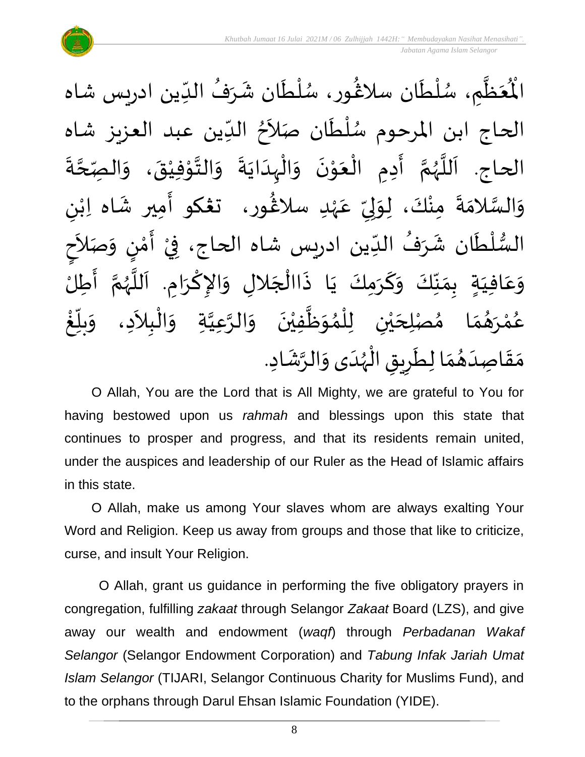الْمُعَظَّمِ، سُلْطَان سلاڠور، سُلْطَان شَرَفُ الدِّين ادريس شاه الحاج ابن المرحوم سُلْطَان صَلاَحُ الدِّين عبد العزيز شاه الحاج. اَللَّهُمَّ أَدِمِ الْعَوْنَ وَالْهِدَايَةَ وَالتَّوْفِيْقَ، وَالصِّحَّةَ وَالسَّلامَةَ مِنْكَ، لِوَلِيِّ عَهْدِ سلاڠور، تڠكو أَمِير شَاه اِبْنِ السُّلْطَان شَرَفُ الدِّين ادريس شاه الحاج، فِيْ أَمْنٍ وَصَلاَحٍ وَعَافِيَةٍ بِمَنِّكَ وَكَرَمِكَ يَا ذَاالْجَلالِ وَالإِكْرَامِ. اَللَّهُمَّ أَطِلْ عُمْرَهُمَا مُصْلِحَيْنِ لِلْمُوَظَّفِيْنَ وَالرَّعِيَّةِ وَالْبِلاَدِ، وَبَلِّغْ مَقَاصِدَهُمَا لِطَرِيقِ الْهُدَى وَالرَّشَادِ.

O Allah, You are the Lord that is All Mighty, we are grateful to You for having bestowed upon us *rahmah* and blessings upon this state that continues to prosper and progress, and that its residents remain united, under the auspices and leadership of our Ruler as the Head of Islamic affairs in this state.

O Allah, make us among Your slaves whom are always exalting Your Word and Religion. Keep us away from groups and those that like to criticize, curse, and insult Your Religion.

O Allah, grant us guidance in performing the five obligatory prayers in congregation, fulfilling *zakaat* through Selangor *Zakaat* Board (LZS), and give away our wealth and endowment (*waqf*) through *Perbadanan Wakaf Selangor* (Selangor Endowment Corporation) and *Tabung Infak Jariah Umat Islam Selangor* (TIJARI, Selangor Continuous Charity for Muslims Fund), and to the orphans through Darul Ehsan Islamic Foundation (YIDE).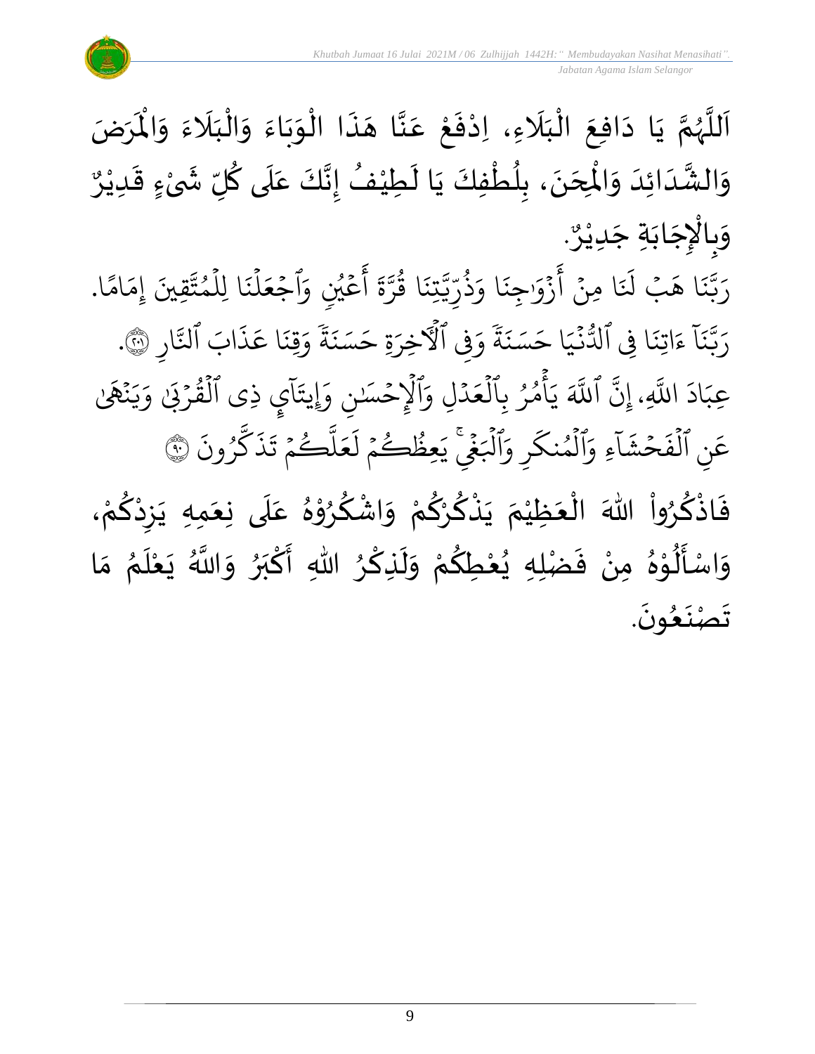اَللَّهُمَّ يَا دَافِعَ الْبَلَاءِ، اِدْفَعْ عَنَّا هَذَا الْوَبَاءَ وَالْبَلَاءَ وَالْمَرَضَ وَالشَّدَائِدَ وَالْمِحَنَ، بِلُطْفِكَ يَا لَطِيْفُ إِنَّكَ عَلَى كُلِّ شَيْءٍ قَدِيْرٌ وَبِالْإِجَابَةِ جَدِيْرٌ.

رَبَّنَا هَبْ لَنَا مِنْ أَزْوَٰجِنَا وَذُرِّيَّتِنَا قُرَّةَ أَعْيُنٍ وَٱجْعَلْنَا لِلْمُتَّقِينَ إِمَامًا.

رَبَّنَآ ءَاتِنَا فِى ٱلدُّنْيَا حَسَنَةً وَفِى ٱلْءَاخِرَةِ حَسَنَةً وَقِنَا عَذَابَ ٱلنَّارِ ﴿٢٠١﴾.

عِبَادَ اللَّهِ، إِنَّ ٱللَّهَ يَأْمُرُ بِٱلْعَدْلِ وَٱلْإِحْسَٰنِ وَإِيتَآيِٕ ذِى ٱلْقُرْبَىٰ وَيَنْهَىٰ عَنِ ٱلْفَحْشَآءِ وَٱلْمُنكَرِ وَٱلْبَغْىِ ۚ يَعِظُكُمْ لَعَلَّكُمْ تَذَكَّرُونَ ﴿٩٠﴾

فَاذْكُرُواْ اللهَ الْعَظِيْمَ يَذْكُرْكُمْ وَاشْكُرُوْهُ عَلَى نِعَمِهِ يَزِدْكُمْ، وَاسْأَلُوْهُ مِنْ فَضْلِهِ يُعْطِكُمْ وَلَذِكْرُ اللهِ أَكْبَرُ وَاللَّهُ يَعْلَمُ مَا تَصْنَعُونَ.